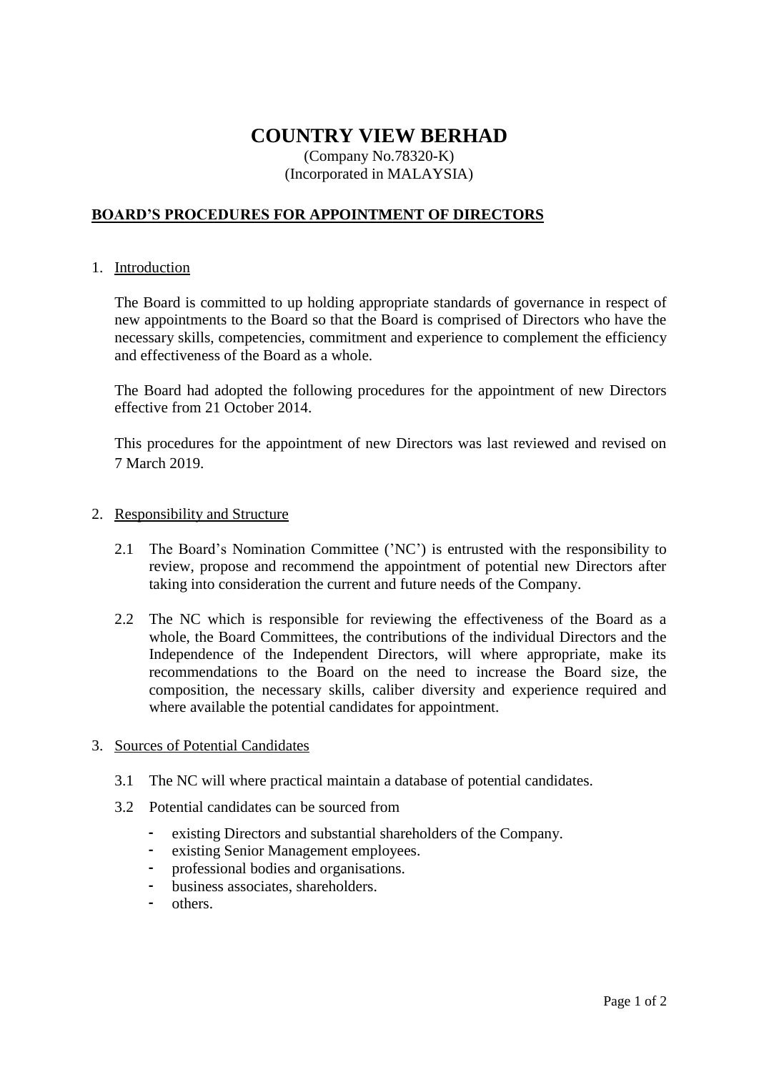# COUNTRY VIEW BERHAD

(Company No.78320-K)
(Incorporated in MALAYSIA)

## BOARD'S PROCEDURES FOR APPOINTMENT OF DIRECTORS

1. Introduction

   The Board is committed to up holding appropriate standards of governance in respect of new appointments to the Board so that the Board is comprised of Directors who have the necessary skills, competencies, commitment and experience to complement the efficiency and effectiveness of the Board as a whole.

   The Board had adopted the following procedures for the appointment of new Directors effective from 21 October 2014.

   This procedures for the appointment of new Directors was last reviewed and revised on 7 March 2019.

2. Responsibility and Structure

   2.1 The Board's Nomination Committee ('NC') is entrusted with the responsibility to review, propose and recommend the appointment of potential new Directors after taking into consideration the current and future needs of the Company.

   2.2 The NC which is responsible for reviewing the effectiveness of the Board as a whole, the Board Committees, the contributions of the individual Directors and the Independence of the Independent Directors, will where appropriate, make its recommendations to the Board on the need to increase the Board size, the composition, the necessary skills, caliber diversity and experience required and where available the potential candidates for appointment.

3. Sources of Potential Candidates

   3.1 The NC will where practical maintain a database of potential candidates.

   3.2 Potential candidates can be sourced from

   - existing Directors and substantial shareholders of the Company.
   - existing Senior Management employees.
   - professional bodies and organisations.
   - business associates, shareholders.
   - others.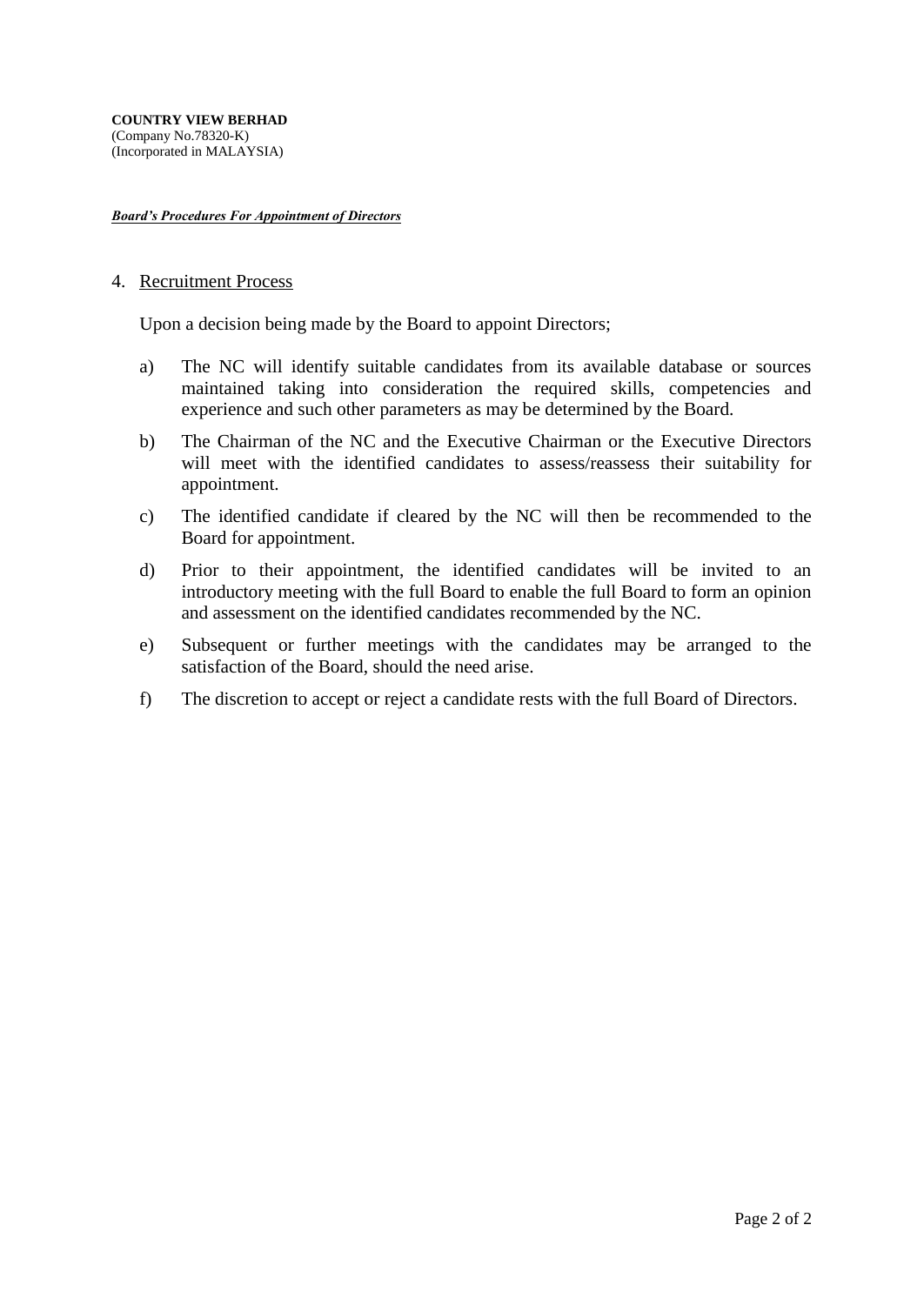**COUNTRY VIEW BERHAD**
(Company No.78320-K)
(Incorporated in MALAYSIA)

***Board's Procedures For Appointment of Directors***

4. Recruitment Process

Upon a decision being made by the Board to appoint Directors;

a) The NC will identify suitable candidates from its available database or sources maintained taking into consideration the required skills, competencies and experience and such other parameters as may be determined by the Board.

b) The Chairman of the NC and the Executive Chairman or the Executive Directors will meet with the identified candidates to assess/reassess their suitability for appointment.

c) The identified candidate if cleared by the NC will then be recommended to the Board for appointment.

d) Prior to their appointment, the identified candidates will be invited to an introductory meeting with the full Board to enable the full Board to form an opinion and assessment on the identified candidates recommended by the NC.

e) Subsequent or further meetings with the candidates may be arranged to the satisfaction of the Board, should the need arise.

f) The discretion to accept or reject a candidate rests with the full Board of Directors.